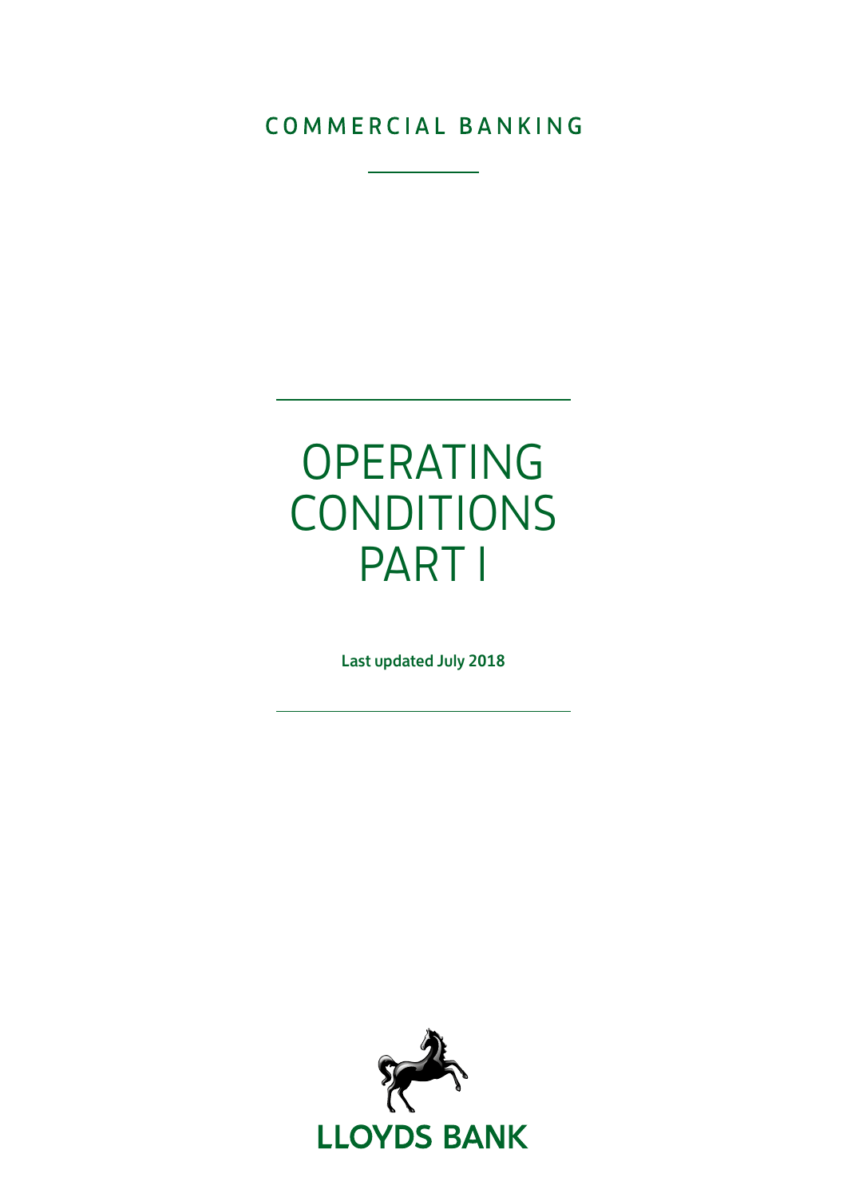COMMERCIAL BANKING

# OPERATING CONDITIONS PART I

**Last updated July 2018**

LLOYDS BANK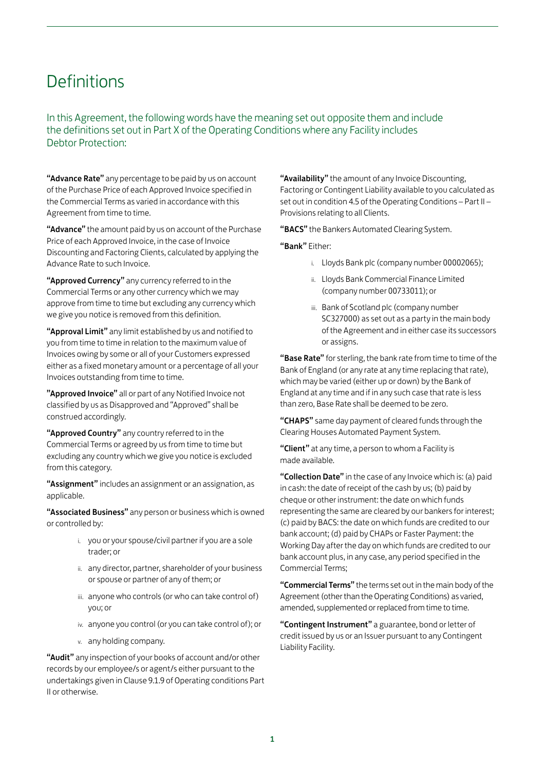# Definitions

In this Agreement, the following words have the meaning set out opposite them and include the definitions set out in Part X of the Operating Conditions where any Facility includes Debtor Protection:

**"Advance Rate"** any percentage to be paid by us on account of the Purchase Price of each Approved Invoice specified in the Commercial Terms as varied in accordance with this Agreement from time to time.

**"Advance"** the amount paid by us on account of the Purchase Price of each Approved Invoice, in the case of Invoice Discounting and Factoring Clients, calculated by applying the Advance Rate to such Invoice.

**"Approved Currency"** any currency referred to in the Commercial Terms or any other currency which we may approve from time to time but excluding any currency which we give you notice is removed from this definition.

**"Approval Limit"** any limit established by us and notified to you from time to time in relation to the maximum value of Invoices owing by some or all of your Customers expressed either as a fixed monetary amount or a percentage of all your Invoices outstanding from time to time.

**"Approved Invoice"** all or part of any Notified Invoice not classified by us as Disapproved and "Approved" shall be construed accordingly.

**"Approved Country"** any country referred to in the Commercial Terms or agreed by us from time to time but excluding any country which we give you notice is excluded from this category.

**"Assignment"** includes an assignment or an assignation, as applicable.

**"Associated Business"** any person or business which is owned or controlled by:

i. you or your spouse/civil partner if you are a sole trader; or
ii. any director, partner, shareholder of your business or spouse or partner of any of them; or
iii. anyone who controls (or who can take control of) you; or
iv. anyone you control (or you can take control of); or
v. any holding company.

**"Audit"** any inspection of your books of account and/or other records by our employee/s or agent/s either pursuant to the undertakings given in Clause 9.1.9 of Operating conditions Part II or otherwise.

**"Availability"** the amount of any Invoice Discounting, Factoring or Contingent Liability available to you calculated as set out in condition 4.5 of the Operating Conditions – Part II – Provisions relating to all Clients.

**"BACS"** the Bankers Automated Clearing System.

**"Bank"** Either:

i. Lloyds Bank plc (company number 00002065);
ii. Lloyds Bank Commercial Finance Limited (company number 00733011); or
iii. Bank of Scotland plc (company number SC327000) as set out as a party in the main body of the Agreement and in either case its successors or assigns.

**"Base Rate"** for sterling, the bank rate from time to time of the Bank of England (or any rate at any time replacing that rate), which may be varied (either up or down) by the Bank of England at any time and if in any such case that rate is less than zero, Base Rate shall be deemed to be zero.

**"CHAPS"** same day payment of cleared funds through the Clearing Houses Automated Payment System.

**"Client"** at any time, a person to whom a Facility is made available.

**"Collection Date"** in the case of any Invoice which is: (a) paid in cash: the date of receipt of the cash by us; (b) paid by cheque or other instrument: the date on which funds representing the same are cleared by our bankers for interest; (c) paid by BACS: the date on which funds are credited to our bank account; (d) paid by CHAPs or Faster Payment: the Working Day after the day on which funds are credited to our bank account plus, in any case, any period specified in the Commercial Terms;

**"Commercial Terms"** the terms set out in the main body of the Agreement (other than the Operating Conditions) as varied, amended, supplemented or replaced from time to time.

**"Contingent Instrument"** a guarantee, bond or letter of credit issued by us or an Issuer pursuant to any Contingent Liability Facility.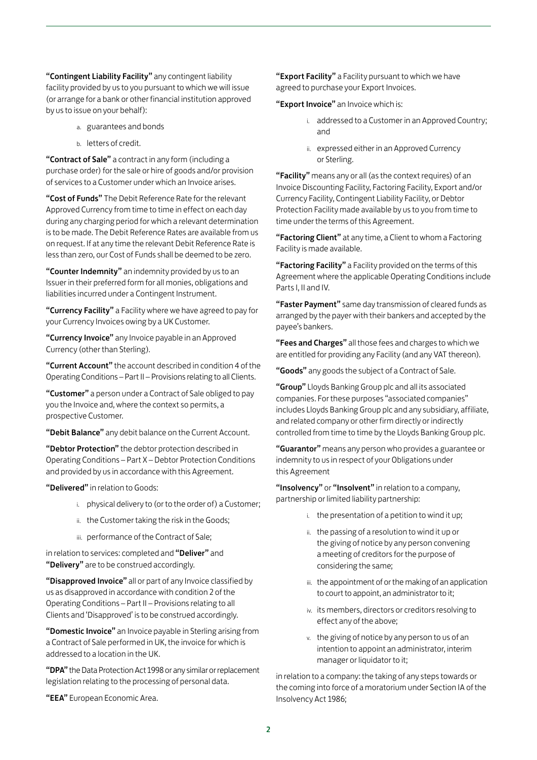**"Contingent Liability Facility"** any contingent liability facility provided by us to you pursuant to which we will issue (or arrange for a bank or other financial institution approved by us to issue on your behalf):

a. guarantees and bonds

b. letters of credit.

**"Contract of Sale"** a contract in any form (including a purchase order) for the sale or hire of goods and/or provision of services to a Customer under which an Invoice arises.

**"Cost of Funds"** The Debit Reference Rate for the relevant Approved Currency from time to time in effect on each day during any charging period for which a relevant determination is to be made. The Debit Reference Rates are available from us on request. If at any time the relevant Debit Reference Rate is less than zero, our Cost of Funds shall be deemed to be zero.

**"Counter Indemnity"** an indemnity provided by us to an Issuer in their preferred form for all monies, obligations and liabilities incurred under a Contingent Instrument.

**"Currency Facility"** a Facility where we have agreed to pay for your Currency Invoices owing by a UK Customer.

**"Currency Invoice"** any Invoice payable in an Approved Currency (other than Sterling).

**"Current Account"** the account described in condition 4 of the Operating Conditions – Part II – Provisions relating to all Clients.

**"Customer"** a person under a Contract of Sale obliged to pay you the Invoice and, where the context so permits, a prospective Customer.

**"Debit Balance"** any debit balance on the Current Account.

**"Debtor Protection"** the debtor protection described in Operating Conditions – Part X – Debtor Protection Conditions and provided by us in accordance with this Agreement.

**"Delivered"** in relation to Goods:

i. physical delivery to (or to the order of) a Customer;

ii. the Customer taking the risk in the Goods;

iii. performance of the Contract of Sale;

in relation to services: completed and **"Deliver"** and **"Delivery"** are to be construed accordingly.

**"Disapproved Invoice"** all or part of any Invoice classified by us as disapproved in accordance with condition 2 of the Operating Conditions – Part II – Provisions relating to all Clients and 'Disapproved' is to be construed accordingly.

**"Domestic Invoice"** an Invoice payable in Sterling arising from a Contract of Sale performed in UK, the invoice for which is addressed to a location in the UK.

**"DPA"** the Data Protection Act 1998 or any similar or replacement legislation relating to the processing of personal data.

**"EEA"** European Economic Area.

**"Export Facility"** a Facility pursuant to which we have agreed to purchase your Export Invoices.

**"Export Invoice"** an Invoice which is:

i. addressed to a Customer in an Approved Country; and

ii. expressed either in an Approved Currency or Sterling.

**"Facility"** means any or all (as the context requires) of an Invoice Discounting Facility, Factoring Facility, Export and/or Currency Facility, Contingent Liability Facility, or Debtor Protection Facility made available by us to you from time to time under the terms of this Agreement.

**"Factoring Client"** at any time, a Client to whom a Factoring Facility is made available.

**"Factoring Facility"** a Facility provided on the terms of this Agreement where the applicable Operating Conditions include Parts I, II and IV.

**"Faster Payment"** same day transmission of cleared funds as arranged by the payer with their bankers and accepted by the payee's bankers.

**"Fees and Charges"** all those fees and charges to which we are entitled for providing any Facility (and any VAT thereon).

**"Goods"** any goods the subject of a Contract of Sale.

**"Group"** Lloyds Banking Group plc and all its associated companies. For these purposes "associated companies" includes Lloyds Banking Group plc and any subsidiary, affiliate, and related company or other firm directly or indirectly controlled from time to time by the Lloyds Banking Group plc.

**"Guarantor"** means any person who provides a guarantee or indemnity to us in respect of your Obligations under this Agreement

**"Insolvency"** or **"Insolvent"** in relation to a company, partnership or limited liability partnership:

i. the presentation of a petition to wind it up;

ii. the passing of a resolution to wind it up or the giving of notice by any person convening a meeting of creditors for the purpose of considering the same;

iii. the appointment of or the making of an application to court to appoint, an administrator to it;

iv. its members, directors or creditors resolving to effect any of the above;

v. the giving of notice by any person to us of an intention to appoint an administrator, interim manager or liquidator to it;

in relation to a company: the taking of any steps towards or the coming into force of a moratorium under Section IA of the Insolvency Act 1986;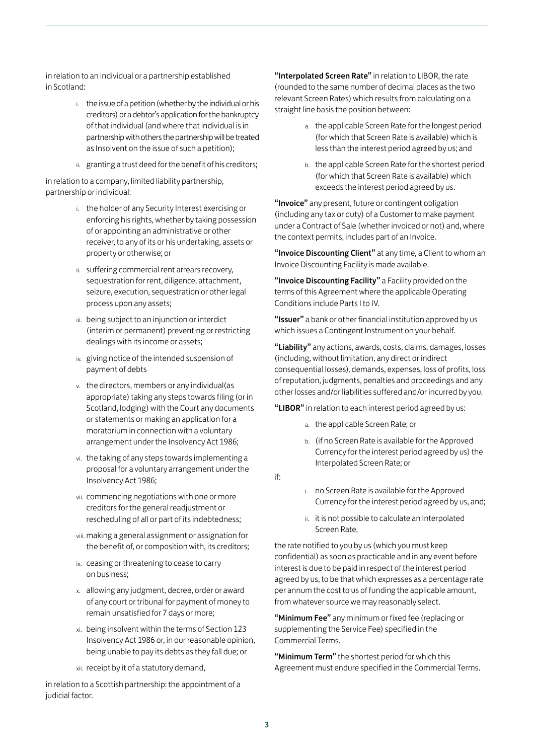in relation to an individual or a partnership established in Scotland:

i. the issue of a petition (whether by the individual or his creditors) or a debtor's application for the bankruptcy of that individual (and where that individual is in partnership with others the partnership will be treated as Insolvent on the issue of such a petition);

ii. granting a trust deed for the benefit of his creditors;

in relation to a company, limited liability partnership, partnership or individual:

i. the holder of any Security Interest exercising or enforcing his rights, whether by taking possession of or appointing an administrative or other receiver, to any of its or his undertaking, assets or property or otherwise; or

ii. suffering commercial rent arrears recovery, sequestration for rent, diligence, attachment, seizure, execution, sequestration or other legal process upon any assets;

iii. being subject to an injunction or interdict (interim or permanent) preventing or restricting dealings with its income or assets;

iv. giving notice of the intended suspension of payment of debts

v. the directors, members or any individual(as appropriate) taking any steps towards filing (or in Scotland, lodging) with the Court any documents or statements or making an application for a moratorium in connection with a voluntary arrangement under the Insolvency Act 1986;

vi. the taking of any steps towards implementing a proposal for a voluntary arrangement under the Insolvency Act 1986;

vii. commencing negotiations with one or more creditors for the general readjustment or rescheduling of all or part of its indebtedness;

viii. making a general assignment or assignation for the benefit of, or composition with, its creditors;

ix. ceasing or threatening to cease to carry on business;

x. allowing any judgment, decree, order or award of any court or tribunal for payment of money to remain unsatisfied for 7 days or more;

xi. being insolvent within the terms of Section 123 Insolvency Act 1986 or, in our reasonable opinion, being unable to pay its debts as they fall due; or

xii. receipt by it of a statutory demand,

in relation to a Scottish partnership: the appointment of a judicial factor.

**"Interpolated Screen Rate"** in relation to LIBOR, the rate (rounded to the same number of decimal places as the two relevant Screen Rates) which results from calculating on a straight line basis the position between:

a. the applicable Screen Rate for the longest period (for which that Screen Rate is available) which is less than the interest period agreed by us; and

b. the applicable Screen Rate for the shortest period (for which that Screen Rate is available) which exceeds the interest period agreed by us.

**"Invoice"** any present, future or contingent obligation (including any tax or duty) of a Customer to make payment under a Contract of Sale (whether invoiced or not) and, where the context permits, includes part of an Invoice.

**"Invoice Discounting Client"** at any time, a Client to whom an Invoice Discounting Facility is made available.

**"Invoice Discounting Facility"** a Facility provided on the terms of this Agreement where the applicable Operating Conditions include Parts I to IV.

**"Issuer"** a bank or other financial institution approved by us which issues a Contingent Instrument on your behalf.

**"Liability"** any actions, awards, costs, claims, damages, losses (including, without limitation, any direct or indirect consequential losses), demands, expenses, loss of profits, loss of reputation, judgments, penalties and proceedings and any other losses and/or liabilities suffered and/or incurred by you.

**"LIBOR"** in relation to each interest period agreed by us:

a. the applicable Screen Rate; or

b. (if no Screen Rate is available for the Approved Currency for the interest period agreed by us) the Interpolated Screen Rate; or

if:

i. no Screen Rate is available for the Approved Currency for the interest period agreed by us, and;

ii. it is not possible to calculate an Interpolated Screen Rate,

the rate notified to you by us (which you must keep confidential) as soon as practicable and in any event before interest is due to be paid in respect of the interest period agreed by us, to be that which expresses as a percentage rate per annum the cost to us of funding the applicable amount, from whatever source we may reasonably select.

**"Minimum Fee"** any minimum or fixed fee (replacing or supplementing the Service Fee) specified in the Commercial Terms.

**"Minimum Term"** the shortest period for which this Agreement must endure specified in the Commercial Terms.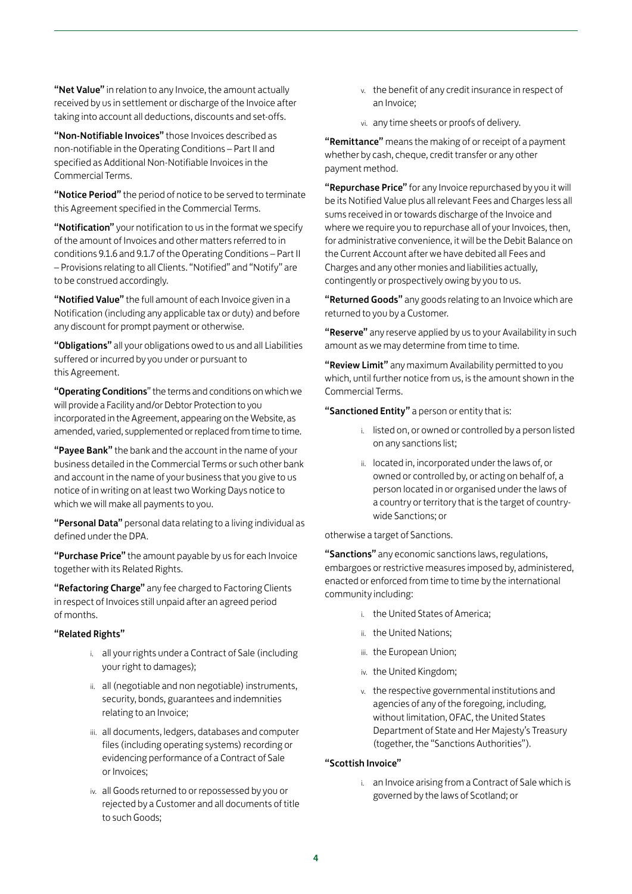**"Net Value"** in relation to any Invoice, the amount actually received by us in settlement or discharge of the Invoice after taking into account all deductions, discounts and set-offs.

**"Non-Notifiable Invoices"** those Invoices described as non-notifiable in the Operating Conditions – Part II and specified as Additional Non-Notifiable Invoices in the Commercial Terms.

**"Notice Period"** the period of notice to be served to terminate this Agreement specified in the Commercial Terms.

**"Notification"** your notification to us in the format we specify of the amount of Invoices and other matters referred to in conditions 9.1.6 and 9.1.7 of the Operating Conditions – Part II – Provisions relating to all Clients. "Notified" and "Notify" are to be construed accordingly.

**"Notified Value"** the full amount of each Invoice given in a Notification (including any applicable tax or duty) and before any discount for prompt payment or otherwise.

**"Obligations"** all your obligations owed to us and all Liabilities suffered or incurred by you under or pursuant to this Agreement.

**"Operating Conditions"** the terms and conditions on which we will provide a Facility and/or Debtor Protection to you incorporated in the Agreement, appearing on the Website, as amended, varied, supplemented or replaced from time to time.

**"Payee Bank"** the bank and the account in the name of your business detailed in the Commercial Terms or such other bank and account in the name of your business that you give to us notice of in writing on at least two Working Days notice to which we will make all payments to you.

**"Personal Data"** personal data relating to a living individual as defined under the DPA.

**"Purchase Price"** the amount payable by us for each Invoice together with its Related Rights.

**"Refactoring Charge"** any fee charged to Factoring Clients in respect of Invoices still unpaid after an agreed period of months.

**"Related Rights"**

i. all your rights under a Contract of Sale (including your right to damages);

ii. all (negotiable and non negotiable) instruments, security, bonds, guarantees and indemnities relating to an Invoice;

iii. all documents, ledgers, databases and computer files (including operating systems) recording or evidencing performance of a Contract of Sale or Invoices;

iv. all Goods returned to or repossessed by you or rejected by a Customer and all documents of title to such Goods;

v. the benefit of any credit insurance in respect of an Invoice;

vi. any time sheets or proofs of delivery.

**"Remittance"** means the making of or receipt of a payment whether by cash, cheque, credit transfer or any other payment method.

**"Repurchase Price"** for any Invoice repurchased by you it will be its Notified Value plus all relevant Fees and Charges less all sums received in or towards discharge of the Invoice and where we require you to repurchase all of your Invoices, then, for administrative convenience, it will be the Debit Balance on the Current Account after we have debited all Fees and Charges and any other monies and liabilities actually, contingently or prospectively owing by you to us.

**"Returned Goods"** any goods relating to an Invoice which are returned to you by a Customer.

**"Reserve"** any reserve applied by us to your Availability in such amount as we may determine from time to time.

**"Review Limit"** any maximum Availability permitted to you which, until further notice from us, is the amount shown in the Commercial Terms.

**"Sanctioned Entity"** a person or entity that is:

i. listed on, or owned or controlled by a person listed on any sanctions list;

ii. located in, incorporated under the laws of, or owned or controlled by, or acting on behalf of, a person located in or organised under the laws of a country or territory that is the target of country-wide Sanctions; or

otherwise a target of Sanctions.

**"Sanctions"** any economic sanctions laws, regulations, embargoes or restrictive measures imposed by, administered, enacted or enforced from time to time by the international community including:

i. the United States of America;

ii. the United Nations;

iii. the European Union;

iv. the United Kingdom;

v. the respective governmental institutions and agencies of any of the foregoing, including, without limitation, OFAC, the United States Department of State and Her Majesty's Treasury (together, the "Sanctions Authorities").

**"Scottish Invoice"**

i. an Invoice arising from a Contract of Sale which is governed by the laws of Scotland; or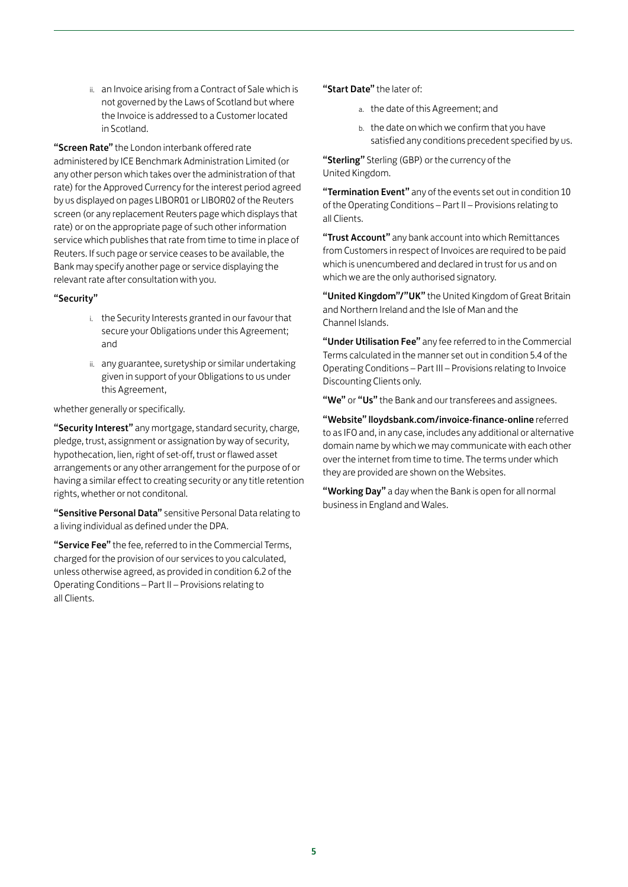ii. an Invoice arising from a Contract of Sale which is not governed by the Laws of Scotland but where the Invoice is addressed to a Customer located in Scotland.

**"Screen Rate"** the London interbank offered rate administered by ICE Benchmark Administration Limited (or any other person which takes over the administration of that rate) for the Approved Currency for the interest period agreed by us displayed on pages LIBOR01 or LIBOR02 of the Reuters screen (or any replacement Reuters page which displays that rate) or on the appropriate page of such other information service which publishes that rate from time to time in place of Reuters. If such page or service ceases to be available, the Bank may specify another page or service displaying the relevant rate after consultation with you.

**"Security"**

  i. the Security Interests granted in our favour that secure your Obligations under this Agreement; and

  ii. any guarantee, suretyship or similar undertaking given in support of your Obligations to us under this Agreement,

whether generally or specifically.

**"Security Interest"** any mortgage, standard security, charge, pledge, trust, assignment or assignation by way of security, hypothecation, lien, right of set-off, trust or flawed asset arrangements or any other arrangement for the purpose of or having a similar effect to creating security or any title retention rights, whether or not conditonal.

**"Sensitive Personal Data"** sensitive Personal Data relating to a living individual as defined under the DPA.

**"Service Fee"** the fee, referred to in the Commercial Terms, charged for the provision of our services to you calculated, unless otherwise agreed, as provided in condition 6.2 of the Operating Conditions – Part II – Provisions relating to all Clients.

**"Start Date"** the later of:

  a. the date of this Agreement; and

  b. the date on which we confirm that you have satisfied any conditions precedent specified by us.

**"Sterling"** Sterling (GBP) or the currency of the United Kingdom.

**"Termination Event"** any of the events set out in condition 10 of the Operating Conditions – Part II – Provisions relating to all Clients.

**"Trust Account"** any bank account into which Remittances from Customers in respect of Invoices are required to be paid which is unencumbered and declared in trust for us and on which we are the only authorised signatory.

**"United Kingdom"/"UK"** the United Kingdom of Great Britain and Northern Ireland and the Isle of Man and the Channel Islands.

**"Under Utilisation Fee"** any fee referred to in the Commercial Terms calculated in the manner set out in condition 5.4 of the Operating Conditions – Part III – Provisions relating to Invoice Discounting Clients only.

**"We"** or **"Us"** the Bank and our transferees and assignees.

**"Website" lloydsbank.com/invoice-finance-online** referred to as IFO and, in any case, includes any additional or alternative domain name by which we may communicate with each other over the internet from time to time. The terms under which they are provided are shown on the Websites.

**"Working Day"** a day when the Bank is open for all normal business in England and Wales.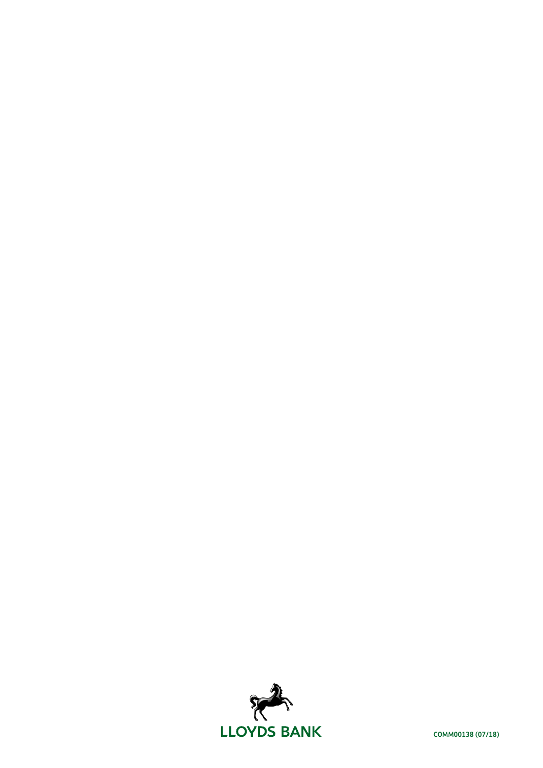LLOYDS BANK

COMM00138 (07/18)